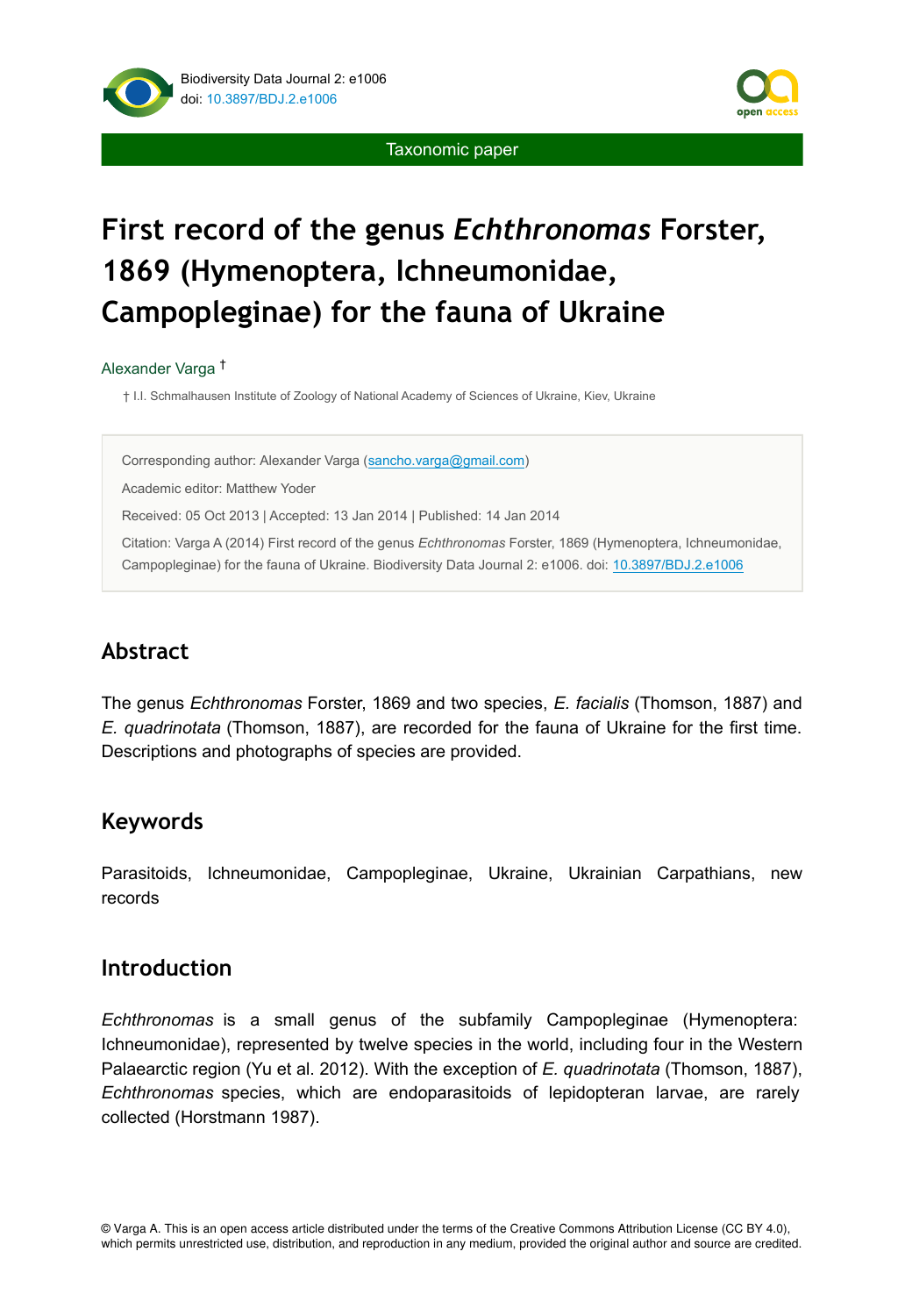Taxonomic paper

# First record of the genus *Echthronomas* Forster, 1869 (Hymenoptera, Ichneumonidae, Campopleginae) for the fauna of Ukraine

Alexander Varga †

† I.I. Schmalhausen Institute of Zoology of National Academy of Sciences of Ukraine, Kiev, Ukraine

Corresponding author: Alexander Varga (sancho.varga@gmail.com)

Academic editor: Matthew Yoder

Received: 05 Oct 2013 | Accepted: 13 Jan 2014 | Published: 14 Jan 2014

Citation: Varga A (2014) First record of the genus *Echthronomas* Forster, 1869 (Hymenoptera, Ichneumonidae, Campopleginae) for the fauna of Ukraine. Biodiversity Data Journal 2: e1006. doi: 10.3897/BDJ.2.e1006

## Abstract

The genus *Echthronomas* Forster, 1869 and two species, *E. facialis* (Thomson, 1887) and *E. quadrinotata* (Thomson, 1887), are recorded for the fauna of Ukraine for the first time. Descriptions and photographs of species are provided.

## Keywords

Parasitoids, Ichneumonidae, Campopleginae, Ukraine, Ukrainian Carpathians, new records

## Introduction

*Echthronomas* is a small genus of the subfamily Campopleginae (Hymenoptera: Ichneumonidae), represented by twelve species in the world, including four in the Western Palaearctic region (Yu et al. 2012). With the exception of *E. quadrinotata* (Thomson, 1887), *Echthronomas* species, which are endoparasitoids of lepidopteran larvae, are rarely collected (Horstmann 1987).

© Varga A. This is an open access article distributed under the terms of the Creative Commons Attribution License (CC BY 4.0), which permits unrestricted use, distribution, and reproduction in any medium, provided the original author and source are credited.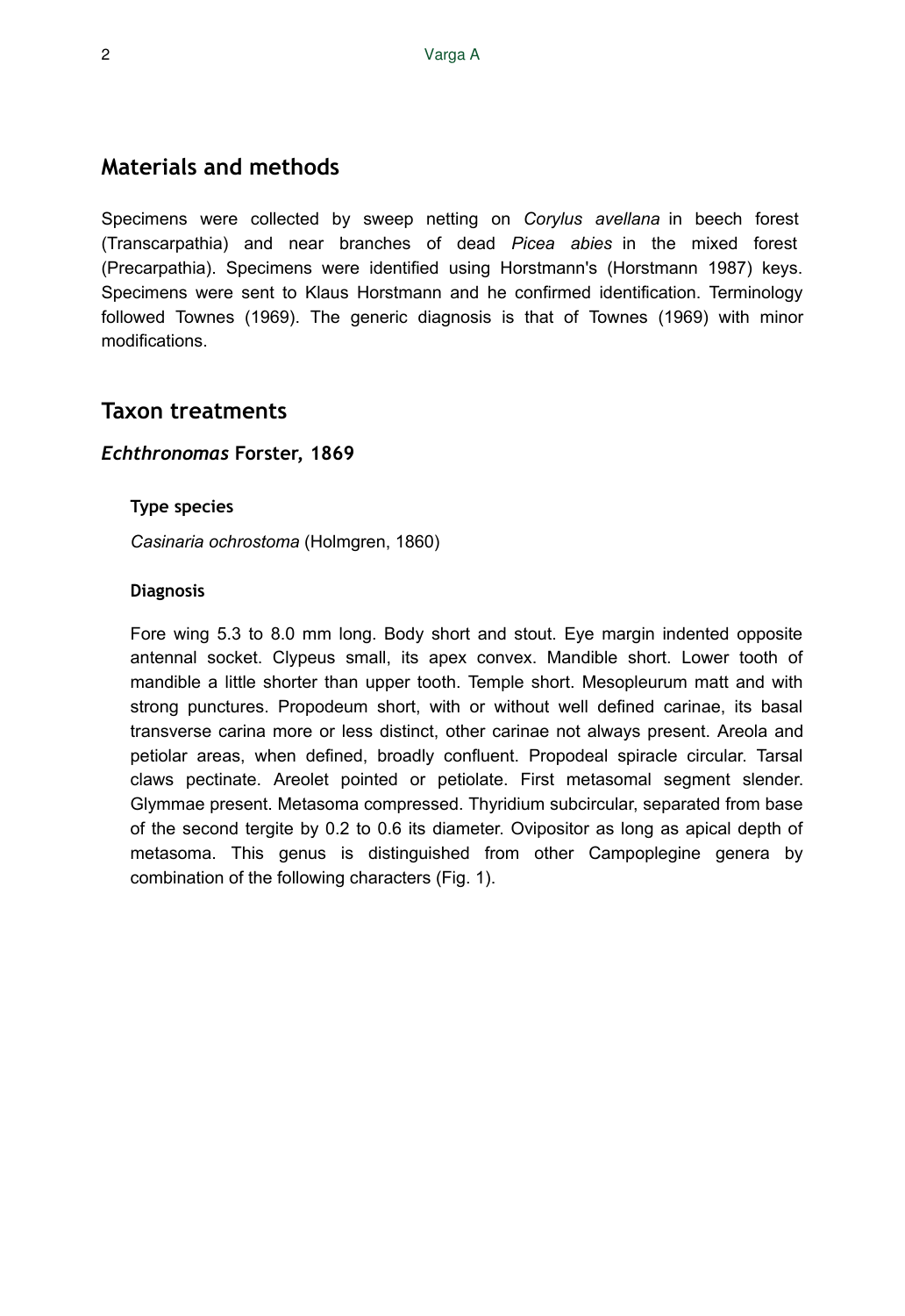## Materials and methods

Specimens were collected by sweep netting on *Corylus avellana* in beech forest (Transcarpathia) and near branches of dead *Picea abies* in the mixed forest (Precarpathia). Specimens were identified using Horstmann's (Horstmann 1987) keys. Specimens were sent to Klaus Horstmann and he confirmed identification. Terminology followed Townes (1969). The generic diagnosis is that of Townes (1969) with minor modifications.

## Taxon treatments

### *Echthronomas* Forster, 1869

#### Type species

*Casinaria ochrostoma* (Holmgren, 1860)

#### Diagnosis

Fore wing 5.3 to 8.0 mm long. Body short and stout. Eye margin indented opposite antennal socket. Clypeus small, its apex convex. Mandible short. Lower tooth of mandible a little shorter than upper tooth. Temple short. Mesopleurum matt and with strong punctures. Propodeum short, with or without well defined carinae, its basal transverse carina more or less distinct, other carinae not always present. Areola and petiolar areas, when defined, broadly confluent. Propodeal spiracle circular. Tarsal claws pectinate. Areolet pointed or petiolate. First metasomal segment slender. Glymmae present. Metasoma compressed. Thyridium subcircular, separated from base of the second tergite by 0.2 to 0.6 its diameter. Ovipositor as long as apical depth of metasoma. This genus is distinguished from other Campoplegine genera by combination of the following characters (Fig. 1).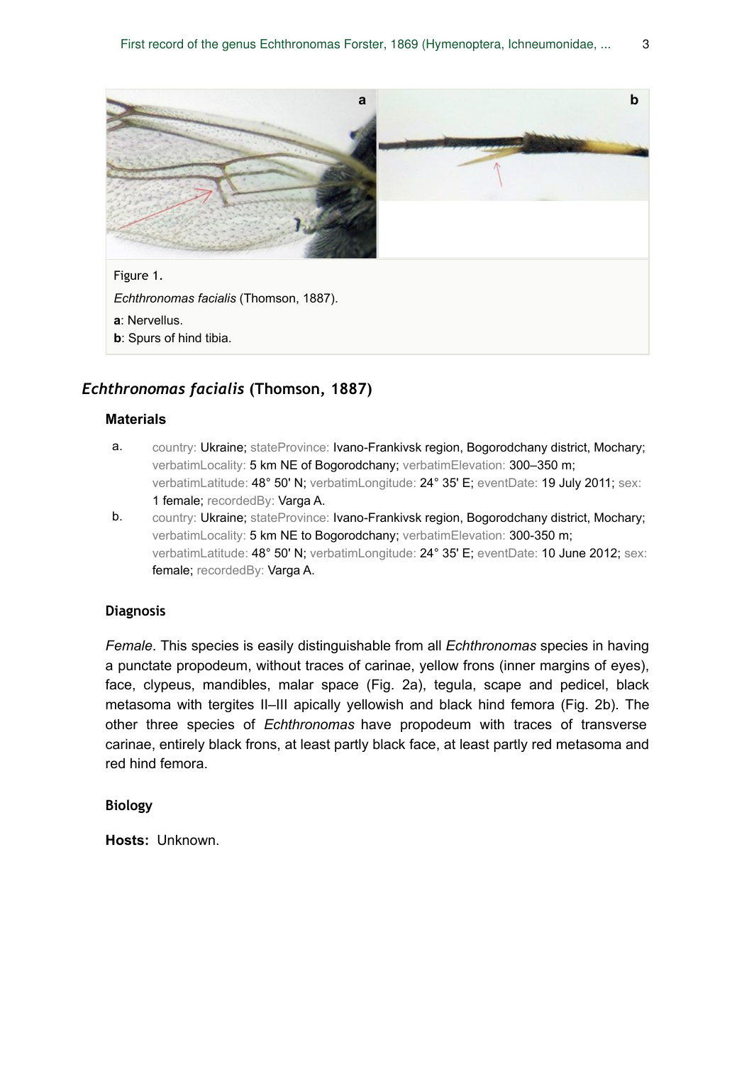Figure 1.

*Echthronomas facialis* (Thomson, 1887).

**a**: Nervellus.

**b**: Spurs of hind tibia.

## *Echthronomas facialis* (Thomson, 1887)

### Materials

a. country: Ukraine; stateProvince: Ivano-Frankivsk region, Bogorodchany district, Mochary; verbatimLocality: 5 km NE of Bogorodchany; verbatimElevation: 300–350 m; verbatimLatitude: 48° 50' N; verbatimLongitude: 24° 35' E; eventDate: 19 July 2011; sex: 1 female; recordedBy: Varga A.

b. country: Ukraine; stateProvince: Ivano-Frankivsk region, Bogorodchany district, Mochary; verbatimLocality: 5 km NE to Bogorodchany; verbatimElevation: 300-350 m; verbatimLatitude: 48° 50' N; verbatimLongitude: 24° 35' E; eventDate: 10 June 2012; sex: female; recordedBy: Varga A.

### Diagnosis

*Female*. This species is easily distinguishable from all *Echthronomas* species in having a punctate propodeum, without traces of carinae, yellow frons (inner margins of eyes), face, clypeus, mandibles, malar space (Fig. 2a), tegula, scape and pedicel, black metasoma with tergites II–III apically yellowish and black hind femora (Fig. 2b). The other three species of *Echthronomas* have propodeum with traces of transverse carinae, entirely black frons, at least partly black face, at least partly red metasoma and red hind femora.

### Biology

**Hosts:** Unknown.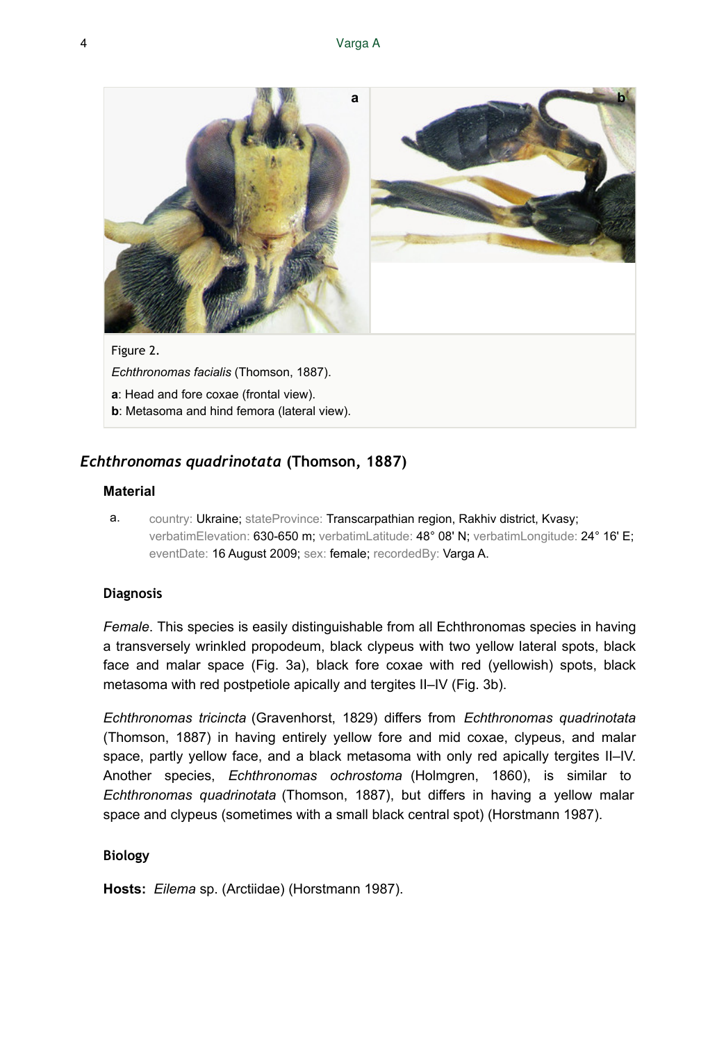Figure 2.

*Echthronomas facialis* (Thomson, 1887).

**a**: Head and fore coxae (frontal view).

**b**: Metasoma and hind femora (lateral view).

## *Echthronomas quadrinotata* (Thomson, 1887)

### Material

a. country: Ukraine; stateProvince: Transcarpathian region, Rakhiv district, Kvasy; verbatimElevation: 630-650 m; verbatimLatitude: 48° 08' N; verbatimLongitude: 24° 16' E; eventDate: 16 August 2009; sex: female; recordedBy: Varga A.

### Diagnosis

*Female*. This species is easily distinguishable from all Echthronomas species in having a transversely wrinkled propodeum, black clypeus with two yellow lateral spots, black face and malar space (Fig. 3a), black fore coxae with red (yellowish) spots, black metasoma with red postpetiole apically and tergites II–IV (Fig. 3b).

*Echthronomas tricincta* (Gravenhorst, 1829) differs from *Echthronomas quadrinotata* (Thomson, 1887) in having entirely yellow fore and mid coxae, clypeus, and malar space, partly yellow face, and a black metasoma with only red apically tergites II–IV. Another species, *Echthronomas ochrostoma* (Holmgren, 1860), is similar to *Echthronomas quadrinotata* (Thomson, 1887), but differs in having a yellow malar space and clypeus (sometimes with a small black central spot) (Horstmann 1987).

### Biology

**Hosts:** *Eilema* sp. (Arctiidae) (Horstmann 1987).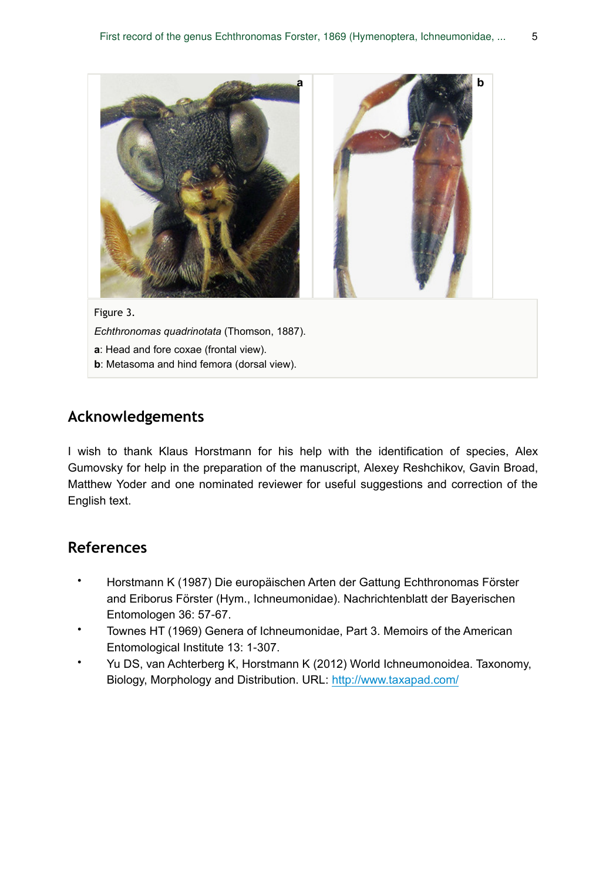Figure 3.

*Echthronomas quadrinotata* (Thomson, 1887).

**a**: Head and fore coxae (frontal view).

**b**: Metasoma and hind femora (dorsal view).

## Acknowledgements

I wish to thank Klaus Horstmann for his help with the identification of species, Alex Gumovsky for help in the preparation of the manuscript, Alexey Reshchikov, Gavin Broad, Matthew Yoder and one nominated reviewer for useful suggestions and correction of the English text.

## References

- Horstmann K (1987) Die europäischen Arten der Gattung Echthronomas Förster and Eriborus Förster (Hym., Ichneumonidae). Nachrichtenblatt der Bayerischen Entomologen 36: 57-67.
- Townes HT (1969) Genera of Ichneumonidae, Part 3. Memoirs of the American Entomological Institute 13: 1-307.
- Yu DS, van Achterberg K, Horstmann K (2012) World Ichneumonoidea. Taxonomy, Biology, Morphology and Distribution. URL: http://www.taxapad.com/